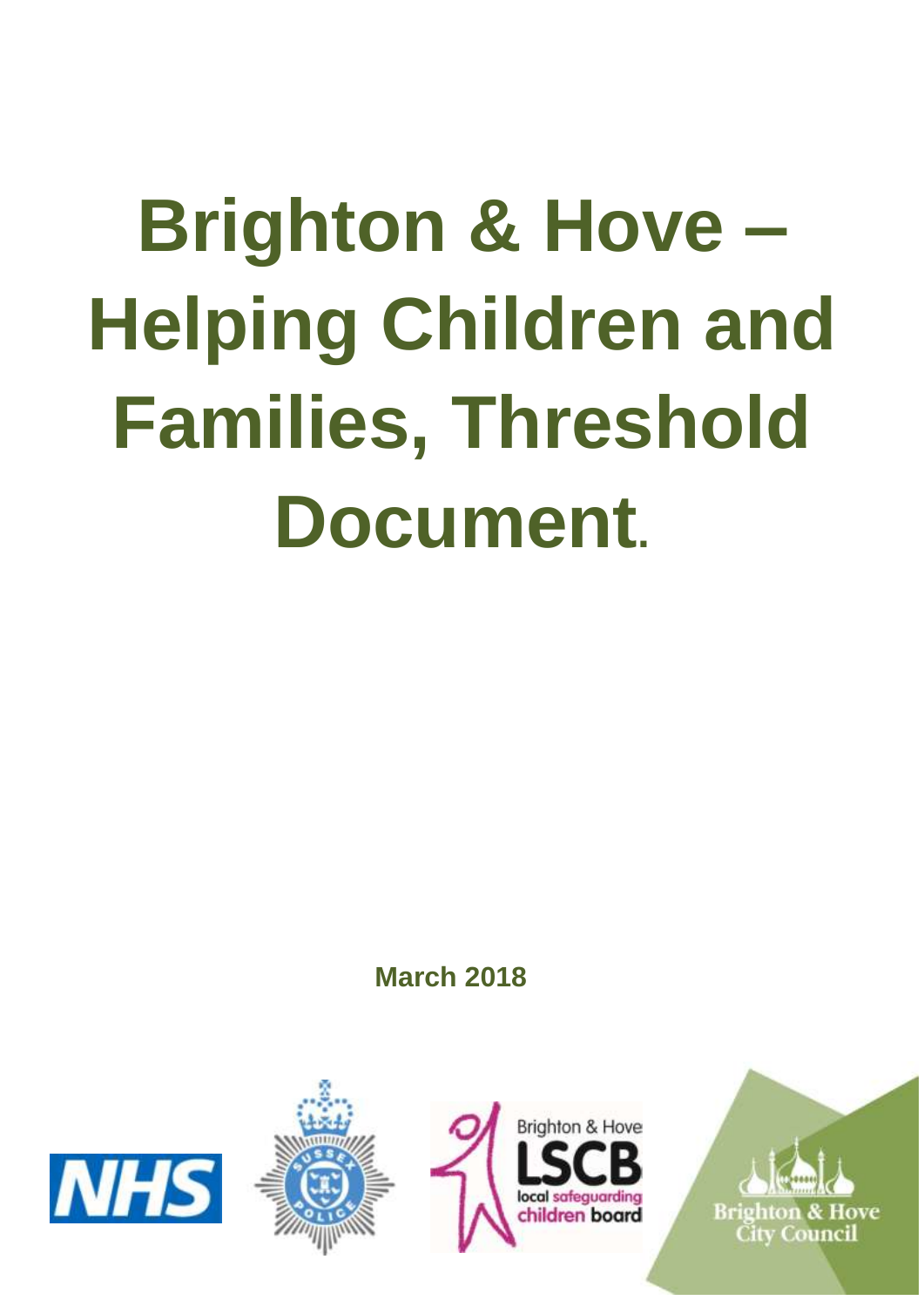# Brighton & Hove – Helping Children and Families, Threshold Document.

**March 2018**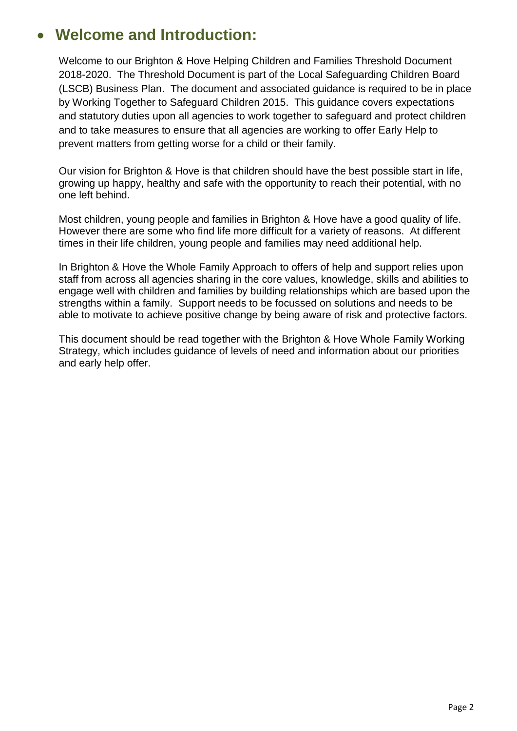# Welcome and Introduction:

Welcome to our Brighton & Hove Helping Children and Families Threshold Document 2018-2020. The Threshold Document is part of the Local Safeguarding Children Board (LSCB) Business Plan. The document and associated guidance is required to be in place by Working Together to Safeguard Children 2015. This guidance covers expectations and statutory duties upon all agencies to work together to safeguard and protect children and to take measures to ensure that all agencies are working to offer Early Help to prevent matters from getting worse for a child or their family.

Our vision for Brighton & Hove is that children should have the best possible start in life, growing up happy, healthy and safe with the opportunity to reach their potential, with no one left behind.

Most children, young people and families in Brighton & Hove have a good quality of life. However there are some who find life more difficult for a variety of reasons. At different times in their life children, young people and families may need additional help.

In Brighton & Hove the Whole Family Approach to offers of help and support relies upon staff from across all agencies sharing in the core values, knowledge, skills and abilities to engage well with children and families by building relationships which are based upon the strengths within a family. Support needs to be focussed on solutions and needs to be able to motivate to achieve positive change by being aware of risk and protective factors.

This document should be read together with the Brighton & Hove Whole Family Working Strategy, which includes guidance of levels of need and information about our priorities and early help offer.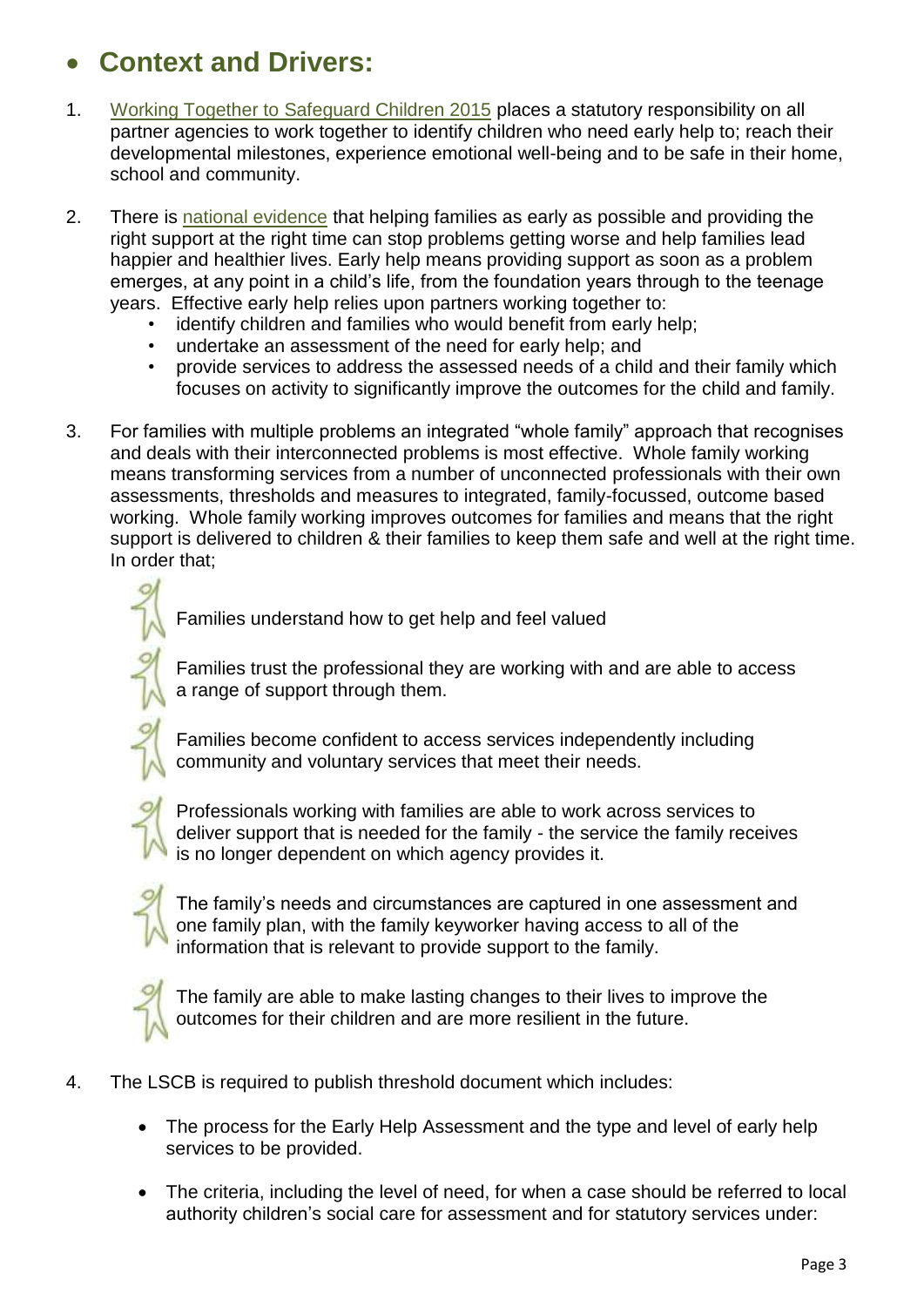## Context and Drivers:

1. Working Together to Safeguard Children 2015 places a statutory responsibility on all partner agencies to work together to identify children who need early help to; reach their developmental milestones, experience emotional well-being and to be safe in their home, school and community.

2. There is national evidence that helping families as early as possible and providing the right support at the right time can stop problems getting worse and help families lead happier and healthier lives. Early help means providing support as soon as a problem emerges, at any point in a child's life, from the foundation years through to the teenage years. Effective early help relies upon partners working together to:
   - identify children and families who would benefit from early help;
   - undertake an assessment of the need for early help; and
   - provide services to address the assessed needs of a child and their family which focuses on activity to significantly improve the outcomes for the child and family.

3. For families with multiple problems an integrated "whole family" approach that recognises and deals with their interconnected problems is most effective. Whole family working means transforming services from a number of unconnected professionals with their own assessments, thresholds and measures to integrated, family-focussed, outcome based working. Whole family working improves outcomes for families and means that the right support is delivered to children & their families to keep them safe and well at the right time. In order that;

   - Families understand how to get help and feel valued
   - Families trust the professional they are working with and are able to access a range of support through them.
   - Families become confident to access services independently including community and voluntary services that meet their needs.
   - Professionals working with families are able to work across services to deliver support that is needed for the family - the service the family receives is no longer dependent on which agency provides it.
   - The family's needs and circumstances are captured in one assessment and one family plan, with the family keyworker having access to all of the information that is relevant to provide support to the family.
   - The family are able to make lasting changes to their lives to improve the outcomes for their children and are more resilient in the future.

4. The LSCB is required to publish threshold document which includes:

   - The process for the Early Help Assessment and the type and level of early help services to be provided.
   - The criteria, including the level of need, for when a case should be referred to local authority children's social care for assessment and for statutory services under: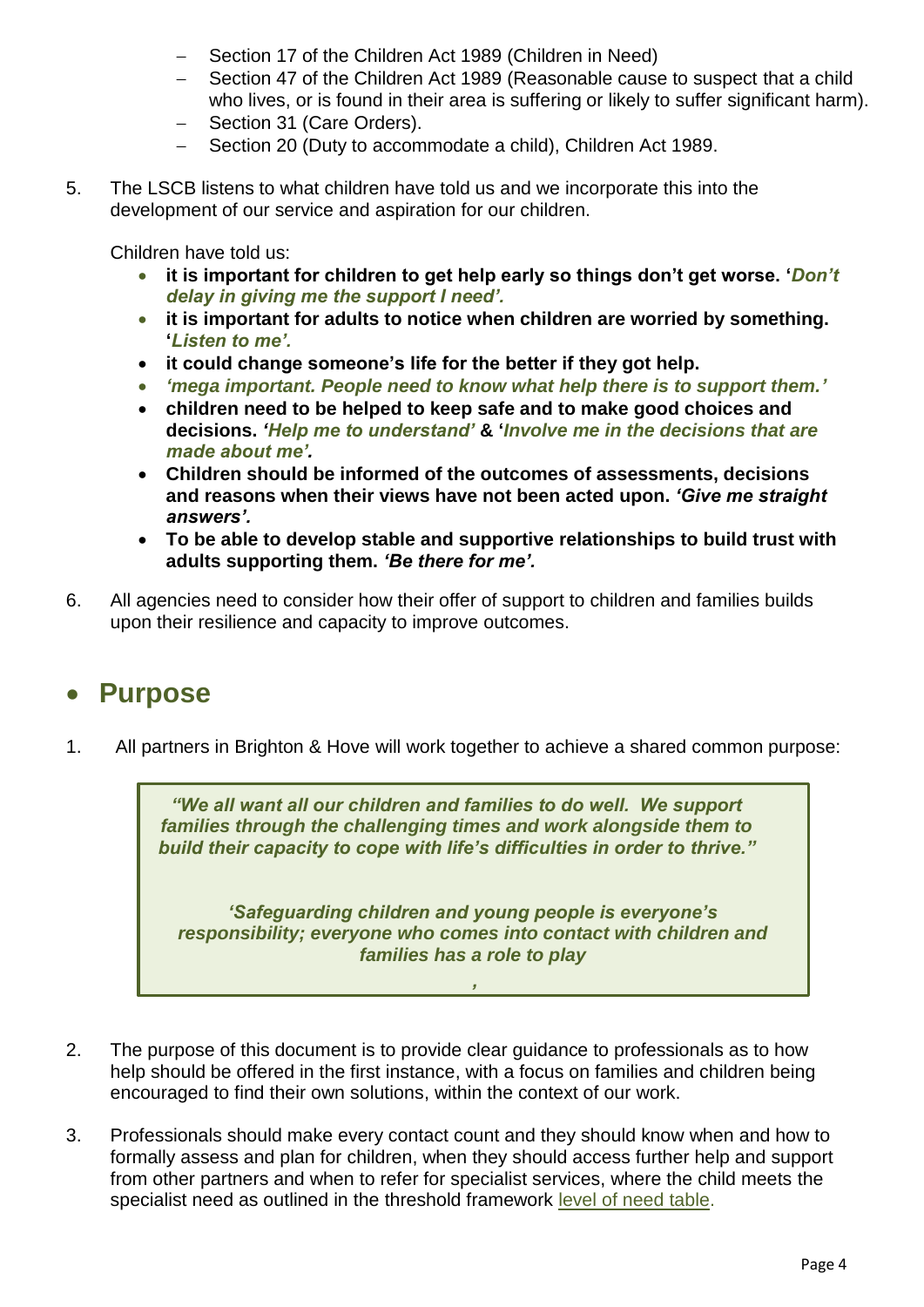- Section 17 of the Children Act 1989 (Children in Need)
- Section 47 of the Children Act 1989 (Reasonable cause to suspect that a child who lives, or is found in their area is suffering or likely to suffer significant harm).
- Section 31 (Care Orders).
- Section 20 (Duty to accommodate a child), Children Act 1989.

5. The LSCB listens to what children have told us and we incorporate this into the development of our service and aspiration for our children.

   Children have told us:

   - **it is important for children to get help early so things don't get worse. '*Don't delay in giving me the support I need'.***
   - **it is important for adults to notice when children are worried by something. '*Listen to me'.***
   - **it could change someone's life for the better if they got help.**
   - ***'mega important. People need to know what help there is to support them.'***
   - **children need to be helped to keep safe and to make good choices and decisions. *'Help me to understand'* & '*Involve me in the decisions that are made about me'.***
   - **Children should be informed of the outcomes of assessments, decisions and reasons when their views have not been acted upon. *'Give me straight answers'.***
   - **To be able to develop stable and supportive relationships to build trust with adults supporting them. *'Be there for me'.***

6. All agencies need to consider how their offer of support to children and families builds upon their resilience and capacity to improve outcomes.

## Purpose

1. All partners in Brighton & Hove will work together to achieve a shared common purpose:

> ***"We all want all our children and families to do well. We support families through the challenging times and work alongside them to build their capacity to cope with life's difficulties in order to thrive."***
>
> ***'Safeguarding children and young people is everyone's responsibility; everyone who comes into contact with children and families has a role to play***
>
> ***'***

2. The purpose of this document is to provide clear guidance to professionals as to how help should be offered in the first instance, with a focus on families and children being encouraged to find their own solutions, within the context of our work.

3. Professionals should make every contact count and they should know when and how to formally assess and plan for children, when they should access further help and support from other partners and when to refer for specialist services, where the child meets the specialist need as outlined in the threshold framework level of need table.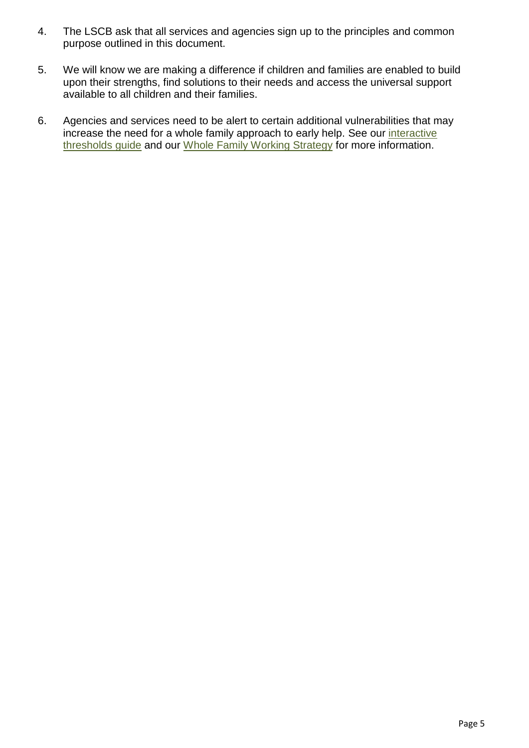4. The LSCB ask that all services and agencies sign up to the principles and common purpose outlined in this document.

5. We will know we are making a difference if children and families are enabled to build upon their strengths, find solutions to their needs and access the universal support available to all children and their families.

6. Agencies and services need to be alert to certain additional vulnerabilities that may increase the need for a whole family approach to early help. See our interactive thresholds guide and our Whole Family Working Strategy for more information.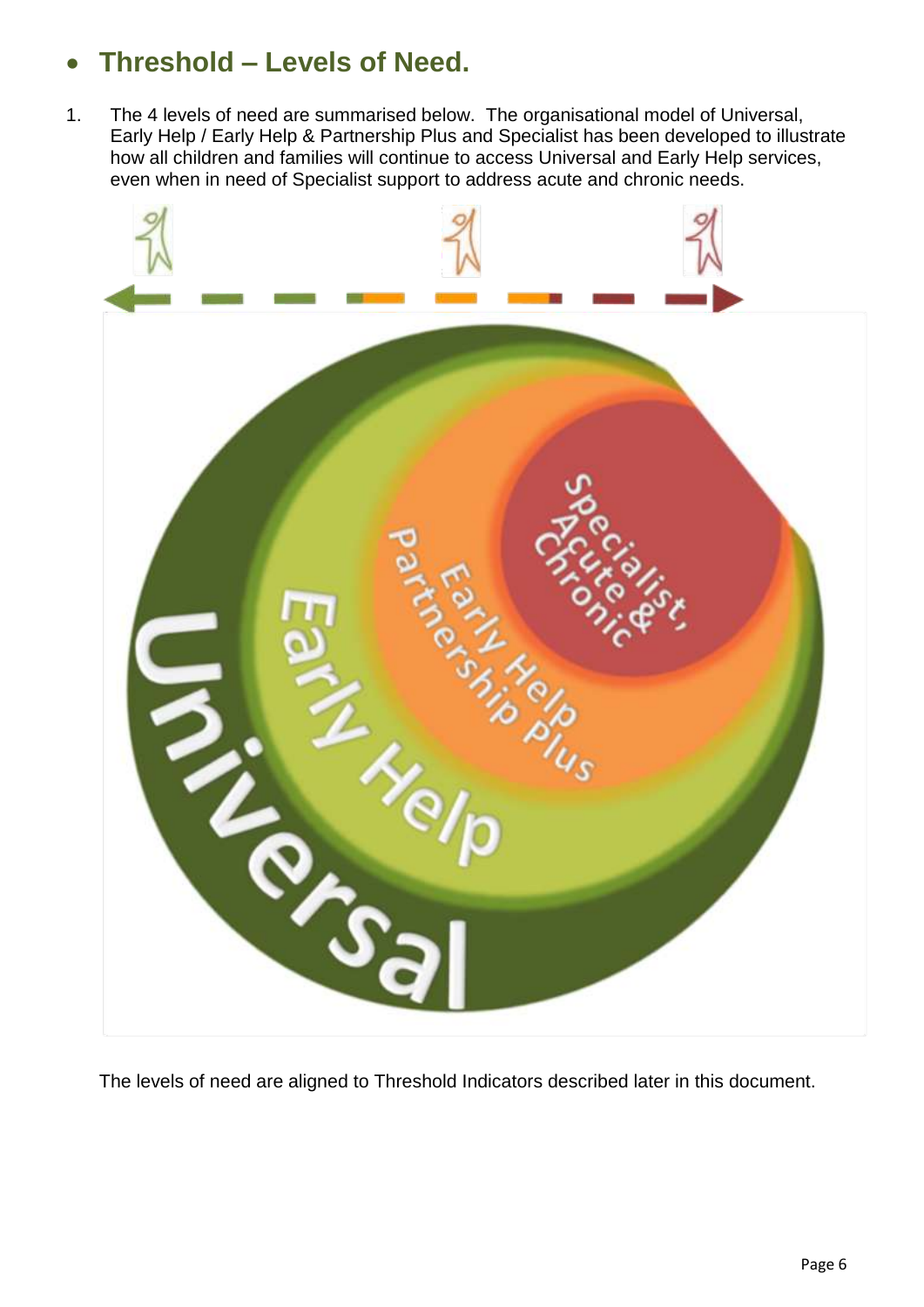- **Threshold – Levels of Need.**

1. The 4 levels of need are summarised below. The organisational model of Universal, Early Help / Early Help & Partnership Plus and Specialist has been developed to illustrate how all children and families will continue to access Universal and Early Help services, even when in need of Specialist support to address acute and chronic needs.

The levels of need are aligned to Threshold Indicators described later in this document.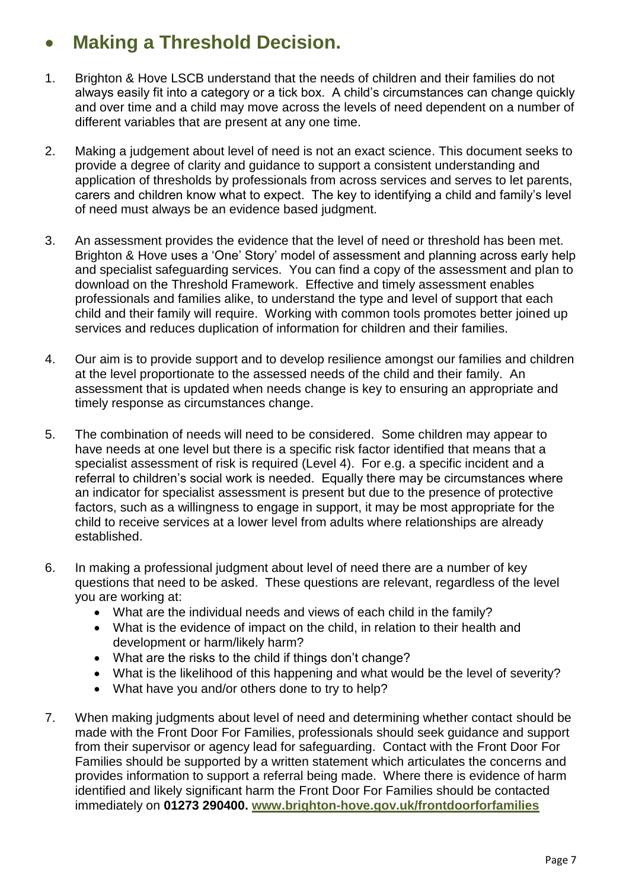## • Making a Threshold Decision.

1. Brighton & Hove LSCB understand that the needs of children and their families do not always easily fit into a category or a tick box. A child's circumstances can change quickly and over time and a child may move across the levels of need dependent on a number of different variables that are present at any one time.

2. Making a judgement about level of need is not an exact science. This document seeks to provide a degree of clarity and guidance to support a consistent understanding and application of thresholds by professionals from across services and serves to let parents, carers and children know what to expect. The key to identifying a child and family's level of need must always be an evidence based judgment.

3. An assessment provides the evidence that the level of need or threshold has been met. Brighton & Hove uses a 'One' Story' model of assessment and planning across early help and specialist safeguarding services. You can find a copy of the assessment and plan to download on the Threshold Framework. Effective and timely assessment enables professionals and families alike, to understand the type and level of support that each child and their family will require. Working with common tools promotes better joined up services and reduces duplication of information for children and their families.

4. Our aim is to provide support and to develop resilience amongst our families and children at the level proportionate to the assessed needs of the child and their family. An assessment that is updated when needs change is key to ensuring an appropriate and timely response as circumstances change.

5. The combination of needs will need to be considered. Some children may appear to have needs at one level but there is a specific risk factor identified that means that a specialist assessment of risk is required (Level 4). For e.g. a specific incident and a referral to children's social work is needed. Equally there may be circumstances where an indicator for specialist assessment is present but due to the presence of protective factors, such as a willingness to engage in support, it may be most appropriate for the child to receive services at a lower level from adults where relationships are already established.

6. In making a professional judgment about level of need there are a number of key questions that need to be asked. These questions are relevant, regardless of the level you are working at:
   - What are the individual needs and views of each child in the family?
   - What is the evidence of impact on the child, in relation to their health and development or harm/likely harm?
   - What are the risks to the child if things don't change?
   - What is the likelihood of this happening and what would be the level of severity?
   - What have you and/or others done to try to help?

7. When making judgments about level of need and determining whether contact should be made with the Front Door For Families, professionals should seek guidance and support from their supervisor or agency lead for safeguarding. Contact with the Front Door For Families should be supported by a written statement which articulates the concerns and provides information to support a referral being made. Where there is evidence of harm identified and likely significant harm the Front Door For Families should be contacted immediately on **01273 290400.** **[www.brighton-hove.gov.uk/frontdoorforfamilies](http://www.brighton-hove.gov.uk/frontdoorforfamilies)**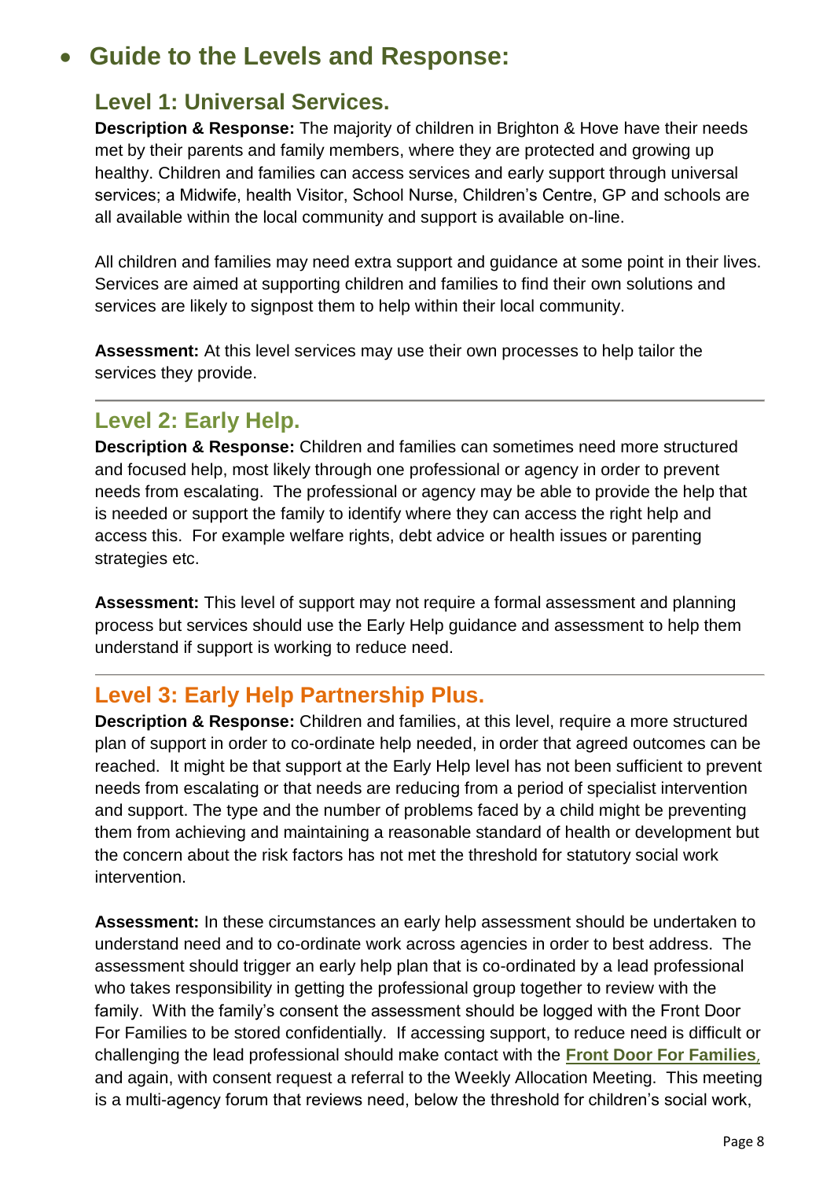- ## Guide to the Levels and Response:

### Level 1: Universal Services.

**Description & Response:** The majority of children in Brighton & Hove have their needs met by their parents and family members, where they are protected and growing up healthy. Children and families can access services and early support through universal services; a Midwife, health Visitor, School Nurse, Children's Centre, GP and schools are all available within the local community and support is available on-line.

All children and families may need extra support and guidance at some point in their lives. Services are aimed at supporting children and families to find their own solutions and services are likely to signpost them to help within their local community.

**Assessment:** At this level services may use their own processes to help tailor the services they provide.

---

### Level 2: Early Help.

**Description & Response:** Children and families can sometimes need more structured and focused help, most likely through one professional or agency in order to prevent needs from escalating. The professional or agency may be able to provide the help that is needed or support the family to identify where they can access the right help and access this. For example welfare rights, debt advice or health issues or parenting strategies etc.

**Assessment:** This level of support may not require a formal assessment and planning process but services should use the Early Help guidance and assessment to help them understand if support is working to reduce need.

---

### Level 3: Early Help Partnership Plus.

**Description & Response:** Children and families, at this level, require a more structured plan of support in order to co-ordinate help needed, in order that agreed outcomes can be reached. It might be that support at the Early Help level has not been sufficient to prevent needs from escalating or that needs are reducing from a period of specialist intervention and support. The type and the number of problems faced by a child might be preventing them from achieving and maintaining a reasonable standard of health or development but the concern about the risk factors has not met the threshold for statutory social work intervention.

**Assessment:** In these circumstances an early help assessment should be undertaken to understand need and to co-ordinate work across agencies in order to best address. The assessment should trigger an early help plan that is co-ordinated by a lead professional who takes responsibility in getting the professional group together to review with the family. With the family's consent the assessment should be logged with the Front Door For Families to be stored confidentially. If accessing support, to reduce need is difficult or challenging the lead professional should make contact with the **Front Door For Families**, and again, with consent request a referral to the Weekly Allocation Meeting. This meeting is a multi-agency forum that reviews need, below the threshold for children's social work,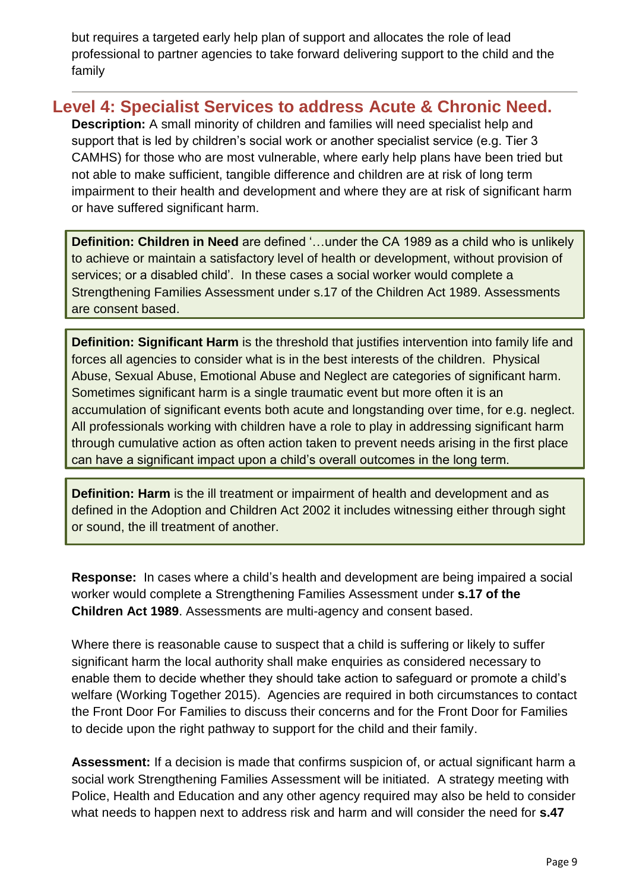but requires a targeted early help plan of support and allocates the role of lead professional to partner agencies to take forward delivering support to the child and the family

---

## Level 4: Specialist Services to address Acute & Chronic Need.

**Description:** A small minority of children and families will need specialist help and support that is led by children's social work or another specialist service (e.g. Tier 3 CAMHS) for those who are most vulnerable, where early help plans have been tried but not able to make sufficient, tangible difference and children are at risk of long term impairment to their health and development and where they are at risk of significant harm or have suffered significant harm.

**Definition: Children in Need** are defined '…under the CA 1989 as a child who is unlikely to achieve or maintain a satisfactory level of health or development, without provision of services; or a disabled child'. In these cases a social worker would complete a Strengthening Families Assessment under s.17 of the Children Act 1989. Assessments are consent based.

**Definition: Significant Harm** is the threshold that justifies intervention into family life and forces all agencies to consider what is in the best interests of the children. Physical Abuse, Sexual Abuse, Emotional Abuse and Neglect are categories of significant harm. Sometimes significant harm is a single traumatic event but more often it is an accumulation of significant events both acute and longstanding over time, for e.g. neglect. All professionals working with children have a role to play in addressing significant harm through cumulative action as often action taken to prevent needs arising in the first place can have a significant impact upon a child's overall outcomes in the long term.

**Definition: Harm** is the ill treatment or impairment of health and development and as defined in the Adoption and Children Act 2002 it includes witnessing either through sight or sound, the ill treatment of another.

**Response:** In cases where a child's health and development are being impaired a social worker would complete a Strengthening Families Assessment under **s.17 of the Children Act 1989**. Assessments are multi-agency and consent based.

Where there is reasonable cause to suspect that a child is suffering or likely to suffer significant harm the local authority shall make enquiries as considered necessary to enable them to decide whether they should take action to safeguard or promote a child's welfare (Working Together 2015). Agencies are required in both circumstances to contact the Front Door For Families to discuss their concerns and for the Front Door for Families to decide upon the right pathway to support for the child and their family.

**Assessment:** If a decision is made that confirms suspicion of, or actual significant harm a social work Strengthening Families Assessment will be initiated. A strategy meeting with Police, Health and Education and any other agency required may also be held to consider what needs to happen next to address risk and harm and will consider the need for **s.47**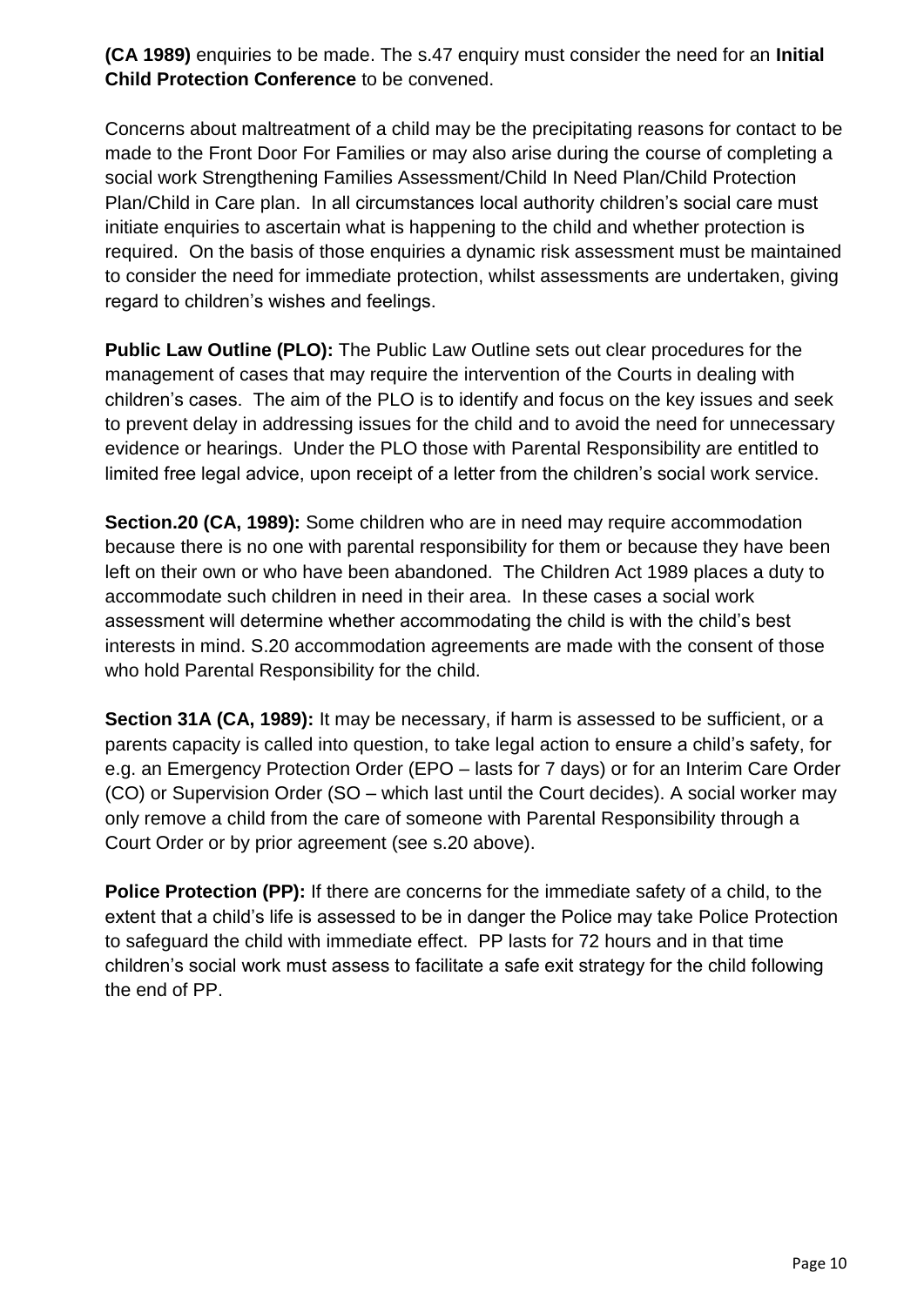**(CA 1989)** enquiries to be made. The s.47 enquiry must consider the need for an **Initial Child Protection Conference** to be convened.

Concerns about maltreatment of a child may be the precipitating reasons for contact to be made to the Front Door For Families or may also arise during the course of completing a social work Strengthening Families Assessment/Child In Need Plan/Child Protection Plan/Child in Care plan. In all circumstances local authority children's social care must initiate enquiries to ascertain what is happening to the child and whether protection is required. On the basis of those enquiries a dynamic risk assessment must be maintained to consider the need for immediate protection, whilst assessments are undertaken, giving regard to children's wishes and feelings.

**Public Law Outline (PLO):** The Public Law Outline sets out clear procedures for the management of cases that may require the intervention of the Courts in dealing with children's cases. The aim of the PLO is to identify and focus on the key issues and seek to prevent delay in addressing issues for the child and to avoid the need for unnecessary evidence or hearings. Under the PLO those with Parental Responsibility are entitled to limited free legal advice, upon receipt of a letter from the children's social work service.

**Section.20 (CA, 1989):** Some children who are in need may require accommodation because there is no one with parental responsibility for them or because they have been left on their own or who have been abandoned. The Children Act 1989 places a duty to accommodate such children in need in their area. In these cases a social work assessment will determine whether accommodating the child is with the child's best interests in mind. S.20 accommodation agreements are made with the consent of those who hold Parental Responsibility for the child.

**Section 31A (CA, 1989):** It may be necessary, if harm is assessed to be sufficient, or a parents capacity is called into question, to take legal action to ensure a child's safety, for e.g. an Emergency Protection Order (EPO – lasts for 7 days) or for an Interim Care Order (CO) or Supervision Order (SO – which last until the Court decides). A social worker may only remove a child from the care of someone with Parental Responsibility through a Court Order or by prior agreement (see s.20 above).

**Police Protection (PP):** If there are concerns for the immediate safety of a child, to the extent that a child's life is assessed to be in danger the Police may take Police Protection to safeguard the child with immediate effect. PP lasts for 72 hours and in that time children's social work must assess to facilitate a safe exit strategy for the child following the end of PP.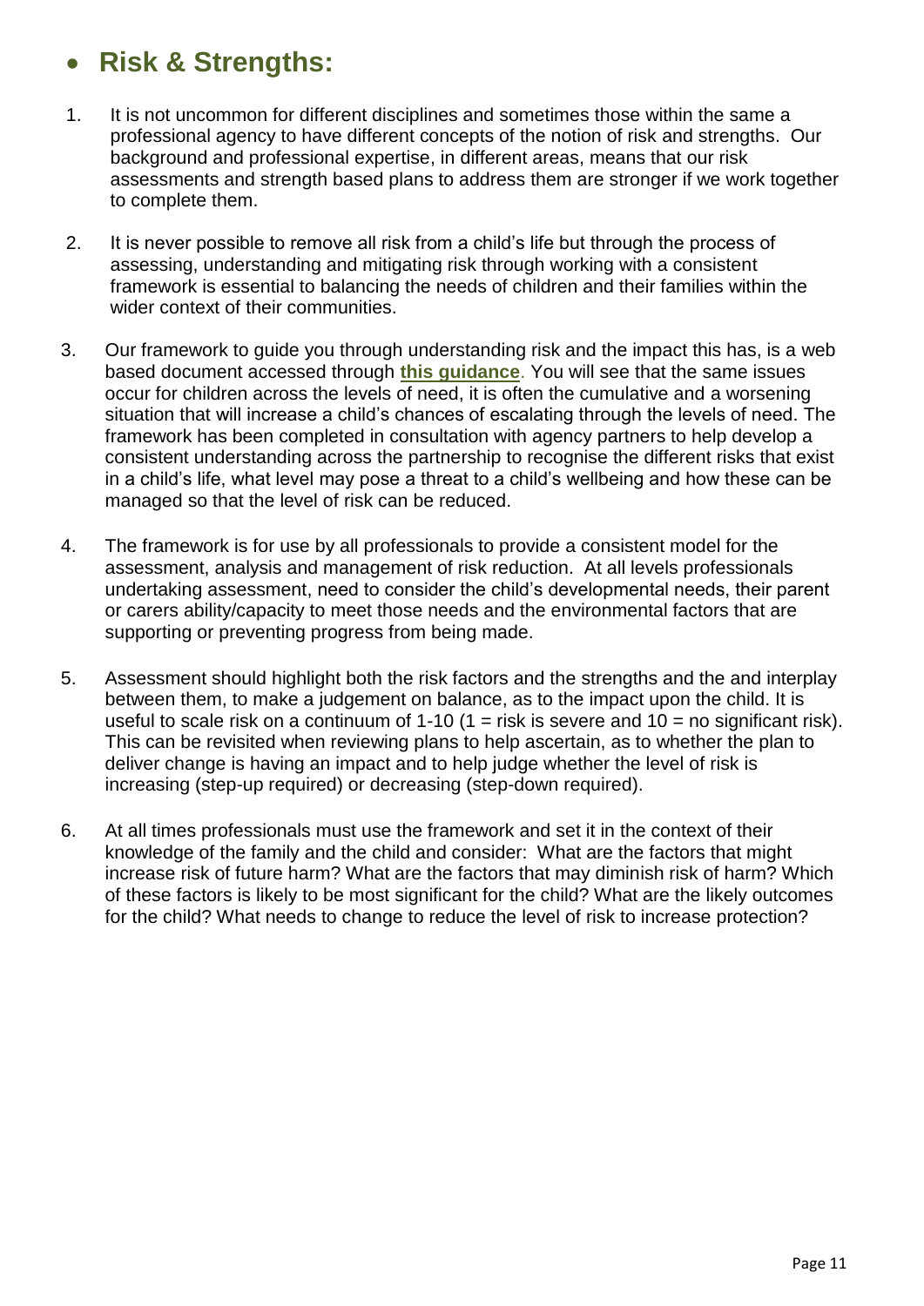- ## Risk & Strengths:

1. It is not uncommon for different disciplines and sometimes those within the same a professional agency to have different concepts of the notion of risk and strengths. Our background and professional expertise, in different areas, means that our risk assessments and strength based plans to address them are stronger if we work together to complete them.

2. It is never possible to remove all risk from a child's life but through the process of assessing, understanding and mitigating risk through working with a consistent framework is essential to balancing the needs of children and their families within the wider context of their communities.

3. Our framework to guide you through understanding risk and the impact this has, is a web based document accessed through **this guidance**. You will see that the same issues occur for children across the levels of need, it is often the cumulative and a worsening situation that will increase a child's chances of escalating through the levels of need. The framework has been completed in consultation with agency partners to help develop a consistent understanding across the partnership to recognise the different risks that exist in a child's life, what level may pose a threat to a child's wellbeing and how these can be managed so that the level of risk can be reduced.

4. The framework is for use by all professionals to provide a consistent model for the assessment, analysis and management of risk reduction. At all levels professionals undertaking assessment, need to consider the child's developmental needs, their parent or carers ability/capacity to meet those needs and the environmental factors that are supporting or preventing progress from being made.

5. Assessment should highlight both the risk factors and the strengths and the and interplay between them, to make a judgement on balance, as to the impact upon the child. It is useful to scale risk on a continuum of 1-10 (1 = risk is severe and 10 = no significant risk). This can be revisited when reviewing plans to help ascertain, as to whether the plan to deliver change is having an impact and to help judge whether the level of risk is increasing (step-up required) or decreasing (step-down required).

6. At all times professionals must use the framework and set it in the context of their knowledge of the family and the child and consider: What are the factors that might increase risk of future harm? What are the factors that may diminish risk of harm? Which of these factors is likely to be most significant for the child? What are the likely outcomes for the child? What needs to change to reduce the level of risk to increase protection?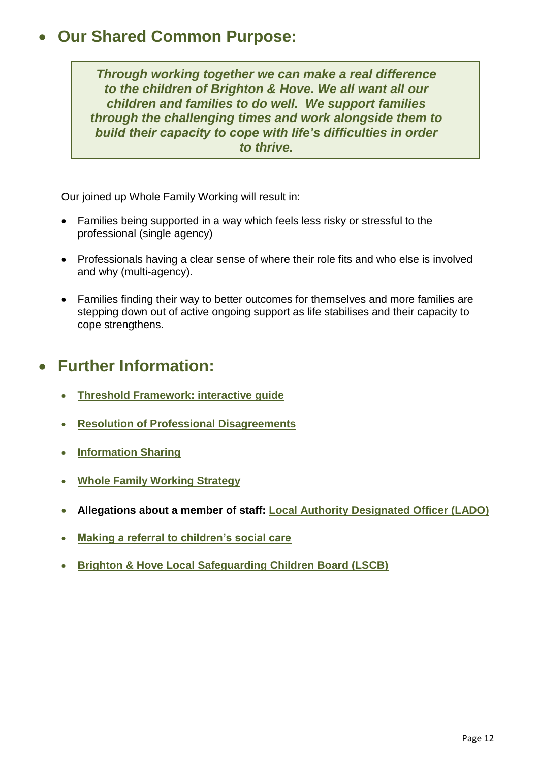## Our Shared Common Purpose:

> ***Through working together we can make a real difference to the children of Brighton & Hove. We all want all our children and families to do well. We support families through the challenging times and work alongside them to build their capacity to cope with life's difficulties in order to thrive.***

Our joined up Whole Family Working will result in:

- Families being supported in a way which feels less risky or stressful to the professional (single agency)
- Professionals having a clear sense of where their role fits and who else is involved and why (multi-agency).
- Families finding their way to better outcomes for themselves and more families are stepping down out of active ongoing support as life stabilises and their capacity to cope strengthens.

## Further Information:

- **Threshold Framework: interactive guide**
- **Resolution of Professional Disagreements**
- **Information Sharing**
- **Whole Family Working Strategy**
- **Allegations about a member of staff: Local Authority Designated Officer (LADO)**
- **Making a referral to children's social care**
- **Brighton & Hove Local Safeguarding Children Board (LSCB)**